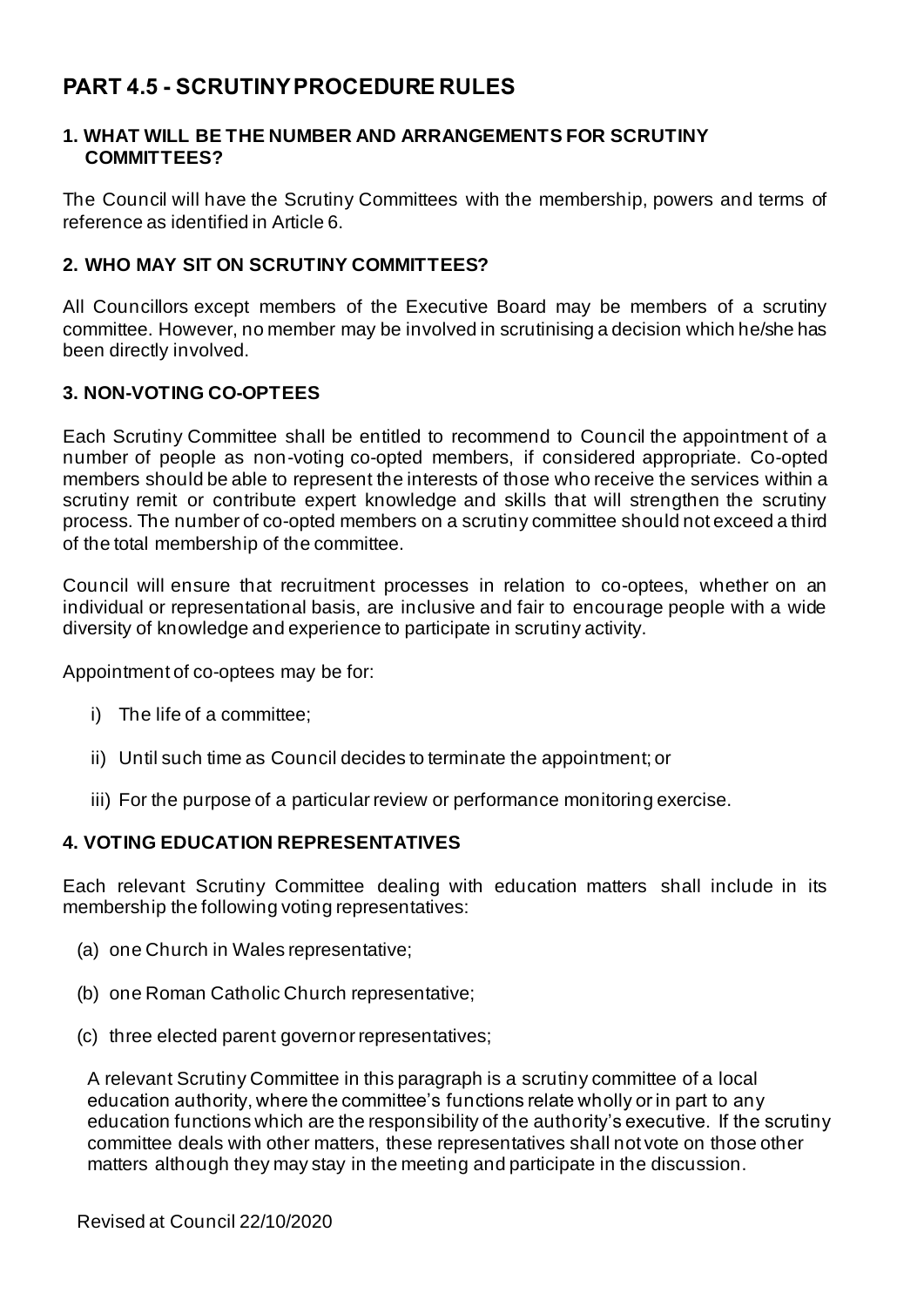# PART 4.5 - SCRUTINY PROCEDURE RULES

### 1. WHAT WILL BE THE NUMBER AND ARRANGEMENTS FOR SCRUTINY COMMITTEES?

The Council will have the Scrutiny Committees with the membership, powers and terms of reference as identified in Article 6.

### 2. WHO MAY SIT ON SCRUTINY COMMITTEES?

All Councillors except members of the Executive Board may be members of a scrutiny committee. However, no member may be involved in scrutinising a decision which he/she has been directly involved.

### 3. NON-VOTING CO-OPTEES

Each Scrutiny Committee shall be entitled to recommend to Council the appointment of a number of people as non-voting co-opted members, if considered appropriate. Co-opted members should be able to represent the interests of those who receive the services within a scrutiny remit or contribute expert knowledge and skills that will strengthen the scrutiny process. The number of co-opted members on a scrutiny committee should not exceed a third of the total membership of the committee.

Council will ensure that recruitment processes in relation to co-optees, whether on an individual or representational basis, are inclusive and fair to encourage people with a wide diversity of knowledge and experience to participate in scrutiny activity.

Appointment of co-optees may be for:

i) The life of a committee;

ii) Until such time as Council decides to terminate the appointment; or

iii) For the purpose of a particular review or performance monitoring exercise.

### 4. VOTING EDUCATION REPRESENTATIVES

Each relevant Scrutiny Committee dealing with education matters shall include in its membership the following voting representatives:

(a) one Church in Wales representative;

(b) one Roman Catholic Church representative;

(c) three elected parent governor representatives;

A relevant Scrutiny Committee in this paragraph is a scrutiny committee of a local education authority, where the committee's functions relate wholly or in part to any education functions which are the responsibility of the authority's executive. If the scrutiny committee deals with other matters, these representatives shall not vote on those other matters although they may stay in the meeting and participate in the discussion.

Revised at Council 22/10/2020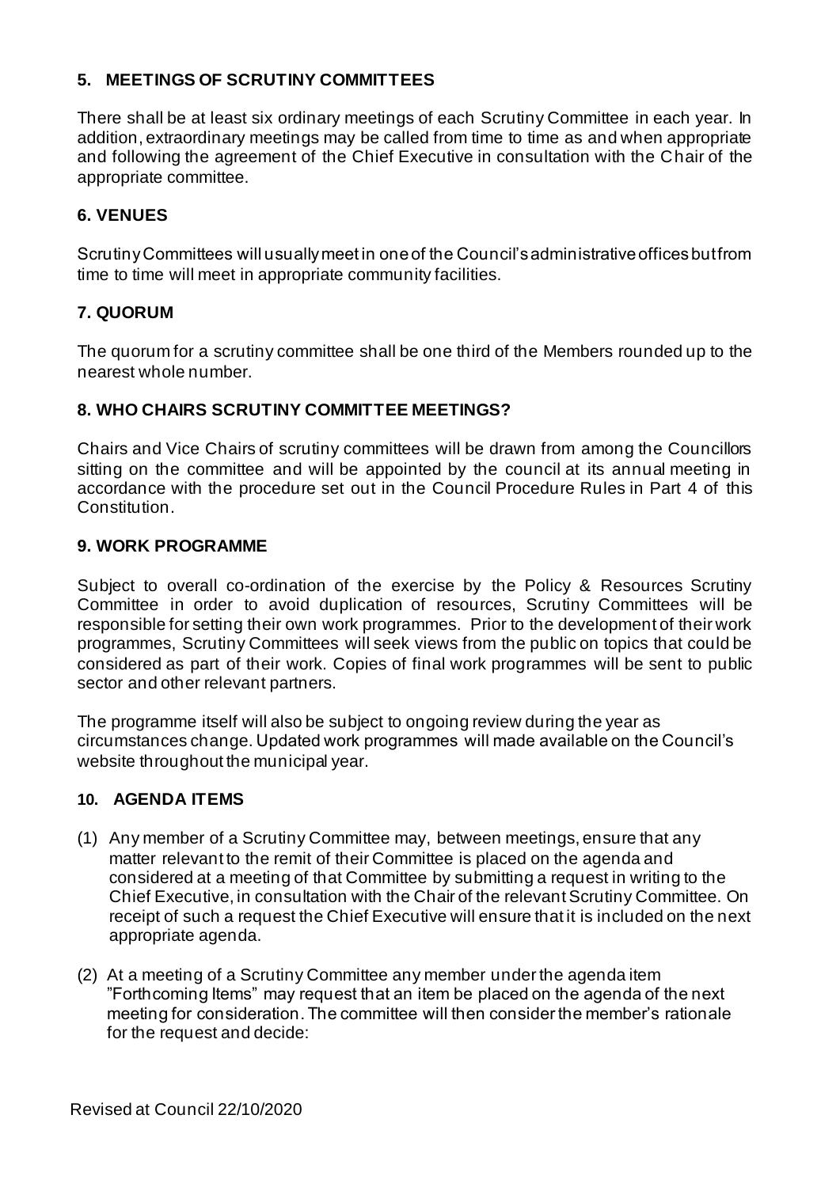## 5. MEETINGS OF SCRUTINY COMMITTEES

There shall be at least six ordinary meetings of each Scrutiny Committee in each year. In addition, extraordinary meetings may be called from time to time as and when appropriate and following the agreement of the Chief Executive in consultation with the Chair of the appropriate committee.

## 6. VENUES

Scrutiny Committees will usually meet in one of the Council's administrative offices but from time to time will meet in appropriate community facilities.

## 7. QUORUM

The quorum for a scrutiny committee shall be one third of the Members rounded up to the nearest whole number.

## 8. WHO CHAIRS SCRUTINY COMMITTEE MEETINGS?

Chairs and Vice Chairs of scrutiny committees will be drawn from among the Councillors sitting on the committee and will be appointed by the council at its annual meeting in accordance with the procedure set out in the Council Procedure Rules in Part 4 of this Constitution.

## 9. WORK PROGRAMME

Subject to overall co-ordination of the exercise by the Policy & Resources Scrutiny Committee in order to avoid duplication of resources, Scrutiny Committees will be responsible for setting their own work programmes. Prior to the development of their work programmes, Scrutiny Committees will seek views from the public on topics that could be considered as part of their work. Copies of final work programmes will be sent to public sector and other relevant partners.

The programme itself will also be subject to ongoing review during the year as circumstances change. Updated work programmes will made available on the Council's website throughout the municipal year.

## 10. AGENDA ITEMS

(1) Any member of a Scrutiny Committee may, between meetings, ensure that any matter relevant to the remit of their Committee is placed on the agenda and considered at a meeting of that Committee by submitting a request in writing to the Chief Executive, in consultation with the Chair of the relevant Scrutiny Committee. On receipt of such a request the Chief Executive will ensure that it is included on the next appropriate agenda.

(2) At a meeting of a Scrutiny Committee any member under the agenda item "Forthcoming Items" may request that an item be placed on the agenda of the next meeting for consideration. The committee will then consider the member's rationale for the request and decide: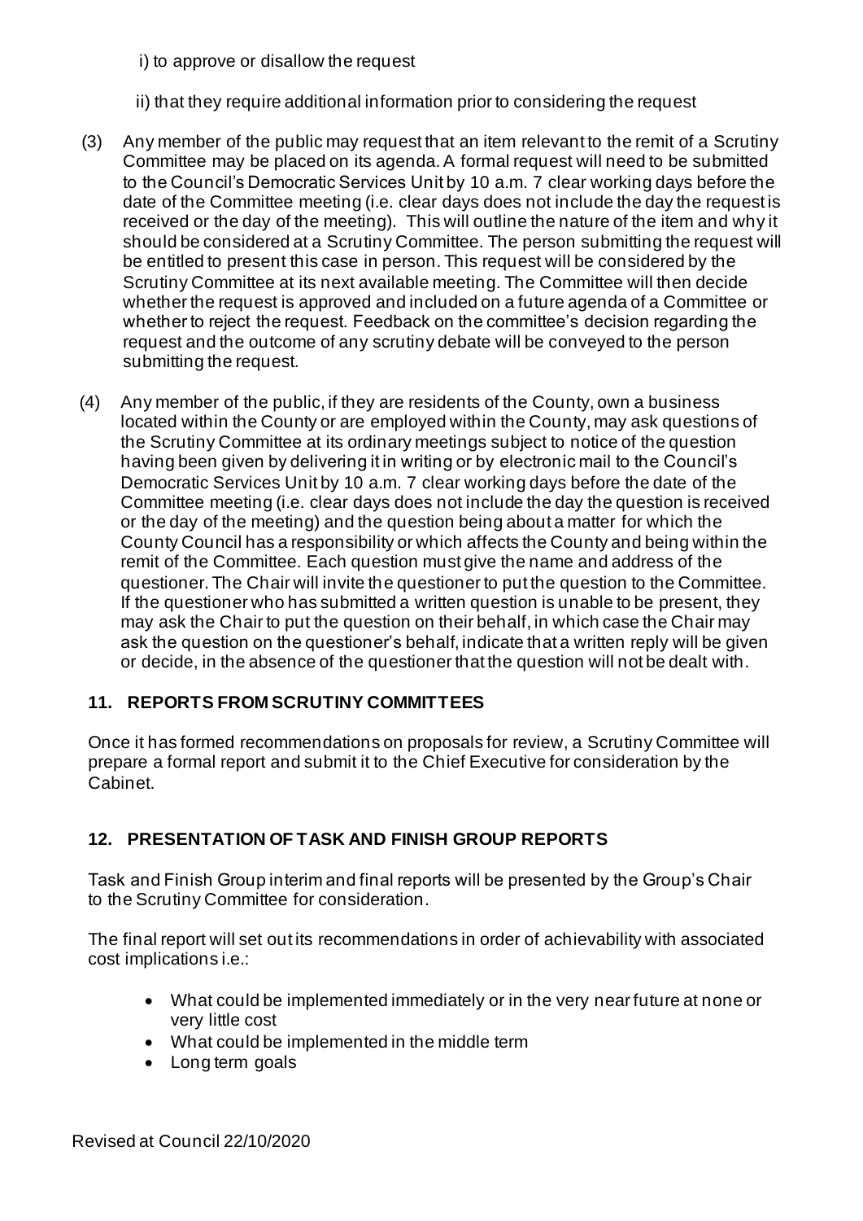i) to approve or disallow the request

ii) that they require additional information prior to considering the request

(3) Any member of the public may request that an item relevant to the remit of a Scrutiny Committee may be placed on its agenda. A formal request will need to be submitted to the Council's Democratic Services Unit by 10 a.m. 7 clear working days before the date of the Committee meeting (i.e. clear days does not include the day the request is received or the day of the meeting). This will outline the nature of the item and why it should be considered at a Scrutiny Committee. The person submitting the request will be entitled to present this case in person. This request will be considered by the Scrutiny Committee at its next available meeting. The Committee will then decide whether the request is approved and included on a future agenda of a Committee or whether to reject the request. Feedback on the committee's decision regarding the request and the outcome of any scrutiny debate will be conveyed to the person submitting the request.

(4) Any member of the public, if they are residents of the County, own a business located within the County or are employed within the County, may ask questions of the Scrutiny Committee at its ordinary meetings subject to notice of the question having been given by delivering it in writing or by electronic mail to the Council's Democratic Services Unit by 10 a.m. 7 clear working days before the date of the Committee meeting (i.e. clear days does not include the day the question is received or the day of the meeting) and the question being about a matter for which the County Council has a responsibility or which affects the County and being within the remit of the Committee. Each question must give the name and address of the questioner. The Chair will invite the questioner to put the question to the Committee. If the questioner who has submitted a written question is unable to be present, they may ask the Chair to put the question on their behalf, in which case the Chair may ask the question on the questioner's behalf, indicate that a written reply will be given or decide, in the absence of the questioner that the question will not be dealt with.

## 11. REPORTS FROM SCRUTINY COMMITTEES

Once it has formed recommendations on proposals for review, a Scrutiny Committee will prepare a formal report and submit it to the Chief Executive for consideration by the Cabinet.

## 12. PRESENTATION OF TASK AND FINISH GROUP REPORTS

Task and Finish Group interim and final reports will be presented by the Group's Chair to the Scrutiny Committee for consideration.

The final report will set out its recommendations in order of achievability with associated cost implications i.e.:

- What could be implemented immediately or in the very near future at none or very little cost
- What could be implemented in the middle term
- Long term goals

Revised at Council 22/10/2020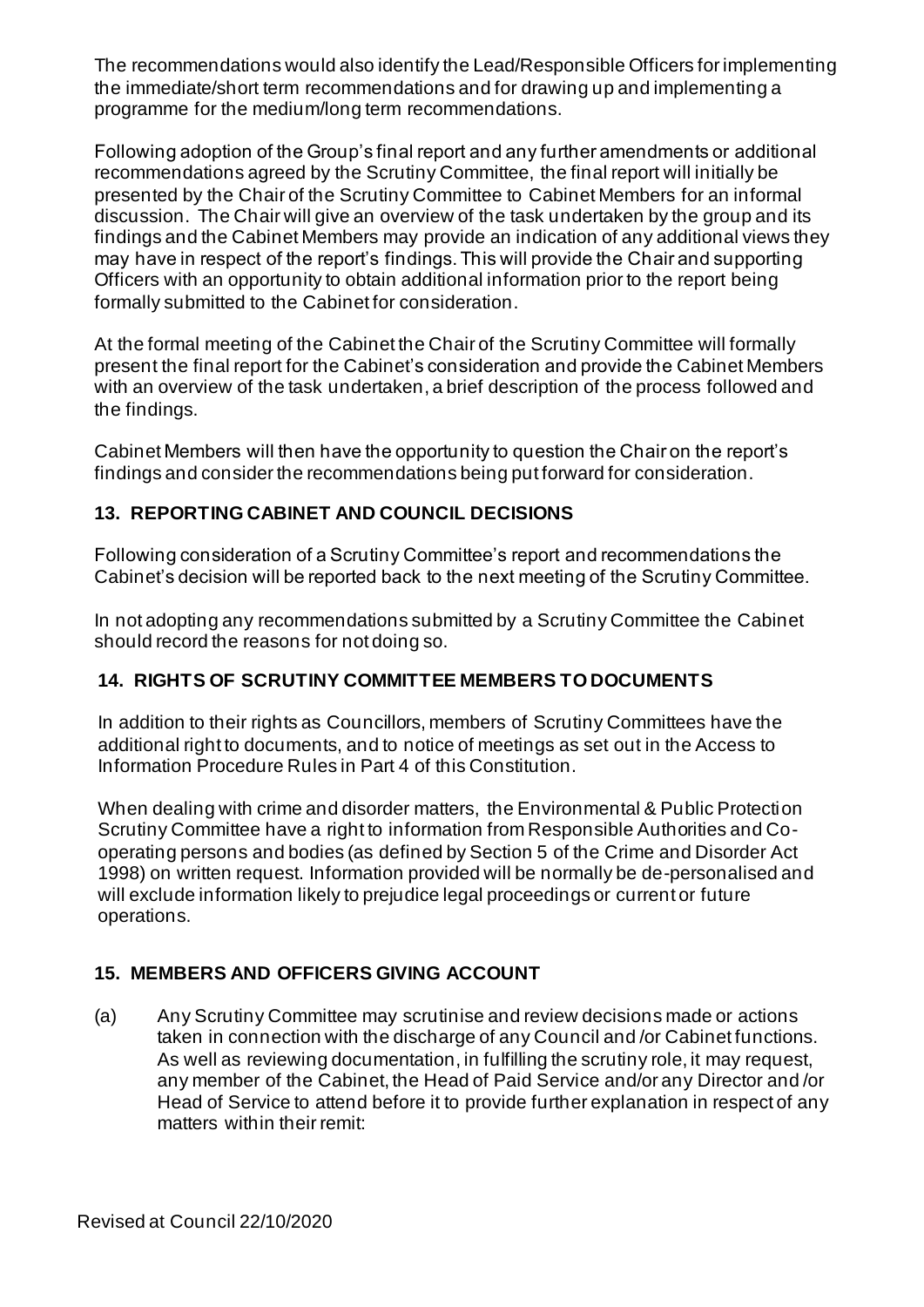The recommendations would also identify the Lead/Responsible Officers for implementing the immediate/short term recommendations and for drawing up and implementing a programme for the medium/long term recommendations.

Following adoption of the Group's final report and any further amendments or additional recommendations agreed by the Scrutiny Committee, the final report will initially be presented by the Chair of the Scrutiny Committee to Cabinet Members for an informal discussion. The Chair will give an overview of the task undertaken by the group and its findings and the Cabinet Members may provide an indication of any additional views they may have in respect of the report's findings. This will provide the Chair and supporting Officers with an opportunity to obtain additional information prior to the report being formally submitted to the Cabinet for consideration.

At the formal meeting of the Cabinet the Chair of the Scrutiny Committee will formally present the final report for the Cabinet's consideration and provide the Cabinet Members with an overview of the task undertaken, a brief description of the process followed and the findings.

Cabinet Members will then have the opportunity to question the Chair on the report's findings and consider the recommendations being put forward for consideration.

## 13. REPORTING CABINET AND COUNCIL DECISIONS

Following consideration of a Scrutiny Committee's report and recommendations the Cabinet's decision will be reported back to the next meeting of the Scrutiny Committee.

In not adopting any recommendations submitted by a Scrutiny Committee the Cabinet should record the reasons for not doing so.

## 14. RIGHTS OF SCRUTINY COMMITTEE MEMBERS TO DOCUMENTS

In addition to their rights as Councillors, members of Scrutiny Committees have the additional right to documents, and to notice of meetings as set out in the Access to Information Procedure Rules in Part 4 of this Constitution.

When dealing with crime and disorder matters, the Environmental & Public Protection Scrutiny Committee have a right to information from Responsible Authorities and Co-operating persons and bodies (as defined by Section 5 of the Crime and Disorder Act 1998) on written request. Information provided will be normally be de-personalised and will exclude information likely to prejudice legal proceedings or current or future operations.

## 15. MEMBERS AND OFFICERS GIVING ACCOUNT

(a) Any Scrutiny Committee may scrutinise and review decisions made or actions taken in connection with the discharge of any Council and /or Cabinet functions. As well as reviewing documentation, in fulfilling the scrutiny role, it may request, any member of the Cabinet, the Head of Paid Service and/or any Director and /or Head of Service to attend before it to provide further explanation in respect of any matters within their remit: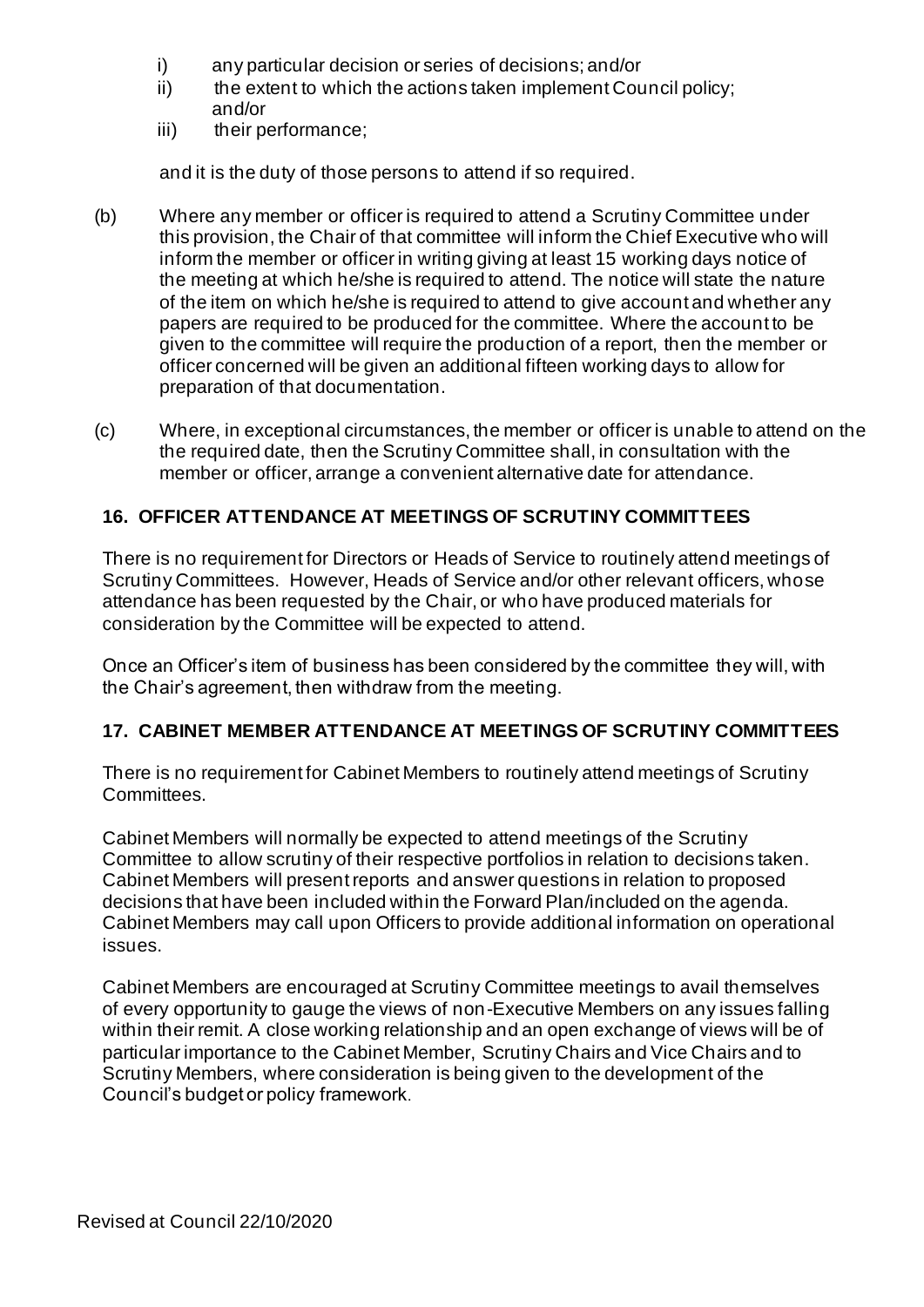i) any particular decision or series of decisions; and/or
ii) the extent to which the actions taken implement Council policy; and/or
iii) their performance;

and it is the duty of those persons to attend if so required.

(b) Where any member or officer is required to attend a Scrutiny Committee under this provision, the Chair of that committee will inform the Chief Executive who will inform the member or officer in writing giving at least 15 working days notice of the meeting at which he/she is required to attend. The notice will state the nature of the item on which he/she is required to attend to give account and whether any papers are required to be produced for the committee. Where the account to be given to the committee will require the production of a report, then the member or officer concerned will be given an additional fifteen working days to allow for preparation of that documentation.

(c) Where, in exceptional circumstances, the member or officer is unable to attend on the the required date, then the Scrutiny Committee shall, in consultation with the member or officer, arrange a convenient alternative date for attendance.

## 16. OFFICER ATTENDANCE AT MEETINGS OF SCRUTINY COMMITTEES

There is no requirement for Directors or Heads of Service to routinely attend meetings of Scrutiny Committees. However, Heads of Service and/or other relevant officers, whose attendance has been requested by the Chair, or who have produced materials for consideration by the Committee will be expected to attend.

Once an Officer's item of business has been considered by the committee they will, with the Chair's agreement, then withdraw from the meeting.

## 17. CABINET MEMBER ATTENDANCE AT MEETINGS OF SCRUTINY COMMITTEES

There is no requirement for Cabinet Members to routinely attend meetings of Scrutiny Committees.

Cabinet Members will normally be expected to attend meetings of the Scrutiny Committee to allow scrutiny of their respective portfolios in relation to decisions taken. Cabinet Members will present reports and answer questions in relation to proposed decisions that have been included within the Forward Plan/included on the agenda. Cabinet Members may call upon Officers to provide additional information on operational issues.

Cabinet Members are encouraged at Scrutiny Committee meetings to avail themselves of every opportunity to gauge the views of non-Executive Members on any issues falling within their remit. A close working relationship and an open exchange of views will be of particular importance to the Cabinet Member, Scrutiny Chairs and Vice Chairs and to Scrutiny Members, where consideration is being given to the development of the Council's budget or policy framework.

Revised at Council 22/10/2020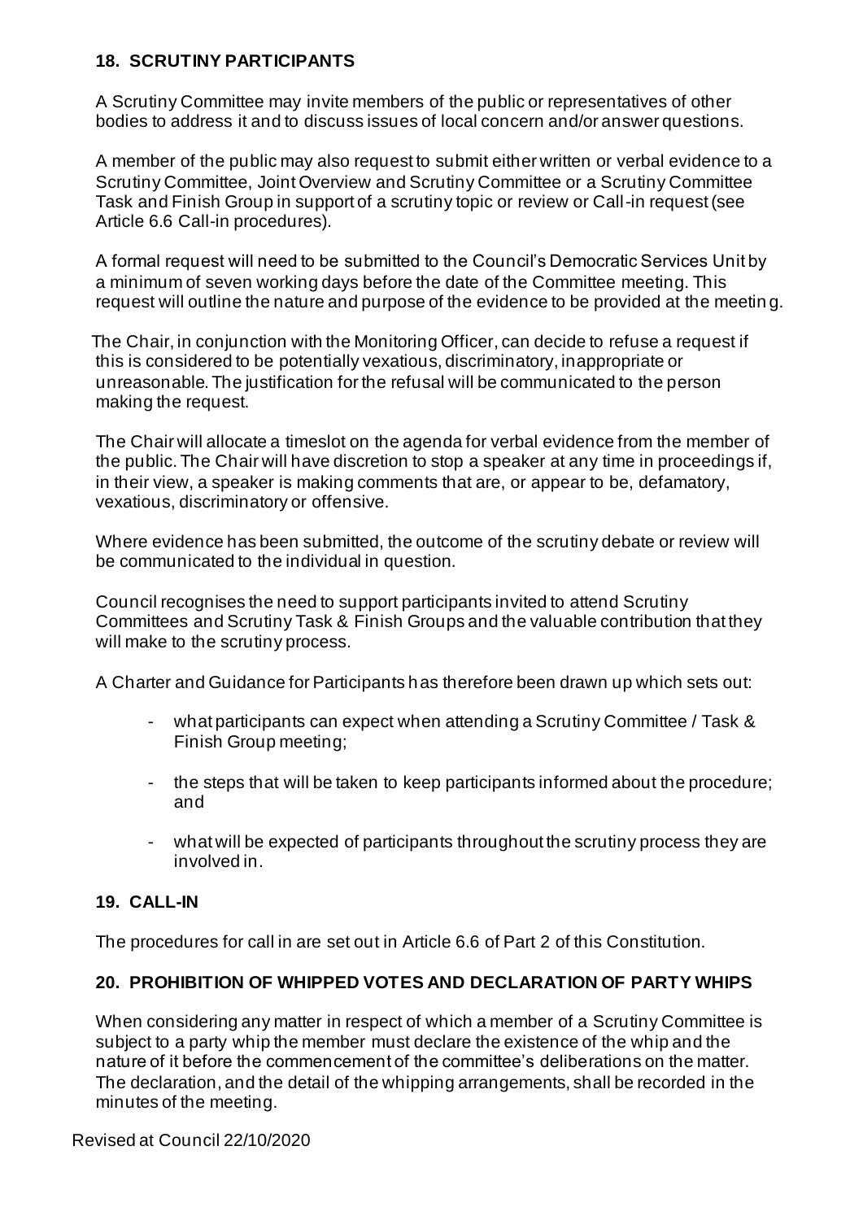## 18. SCRUTINY PARTICIPANTS

A Scrutiny Committee may invite members of the public or representatives of other bodies to address it and to discuss issues of local concern and/or answer questions.

A member of the public may also request to submit either written or verbal evidence to a Scrutiny Committee, Joint Overview and Scrutiny Committee or a Scrutiny Committee Task and Finish Group in support of a scrutiny topic or review or Call-in request (see Article 6.6 Call-in procedures).

A formal request will need to be submitted to the Council's Democratic Services Unit by a minimum of seven working days before the date of the Committee meeting. This request will outline the nature and purpose of the evidence to be provided at the meeting.

The Chair, in conjunction with the Monitoring Officer, can decide to refuse a request if this is considered to be potentially vexatious, discriminatory, inappropriate or unreasonable. The justification for the refusal will be communicated to the person making the request.

The Chair will allocate a timeslot on the agenda for verbal evidence from the member of the public. The Chair will have discretion to stop a speaker at any time in proceedings if, in their view, a speaker is making comments that are, or appear to be, defamatory, vexatious, discriminatory or offensive.

Where evidence has been submitted, the outcome of the scrutiny debate or review will be communicated to the individual in question.

Council recognises the need to support participants invited to attend Scrutiny Committees and Scrutiny Task & Finish Groups and the valuable contribution that they will make to the scrutiny process.

A Charter and Guidance for Participants has therefore been drawn up which sets out:

- what participants can expect when attending a Scrutiny Committee / Task & Finish Group meeting;
- the steps that will be taken to keep participants informed about the procedure; and
- what will be expected of participants throughout the scrutiny process they are involved in.

## 19. CALL-IN

The procedures for call in are set out in Article 6.6 of Part 2 of this Constitution.

## 20. PROHIBITION OF WHIPPED VOTES AND DECLARATION OF PARTY WHIPS

When considering any matter in respect of which a member of a Scrutiny Committee is subject to a party whip the member must declare the existence of the whip and the nature of it before the commencement of the committee's deliberations on the matter. The declaration, and the detail of the whipping arrangements, shall be recorded in the minutes of the meeting.

Revised at Council 22/10/2020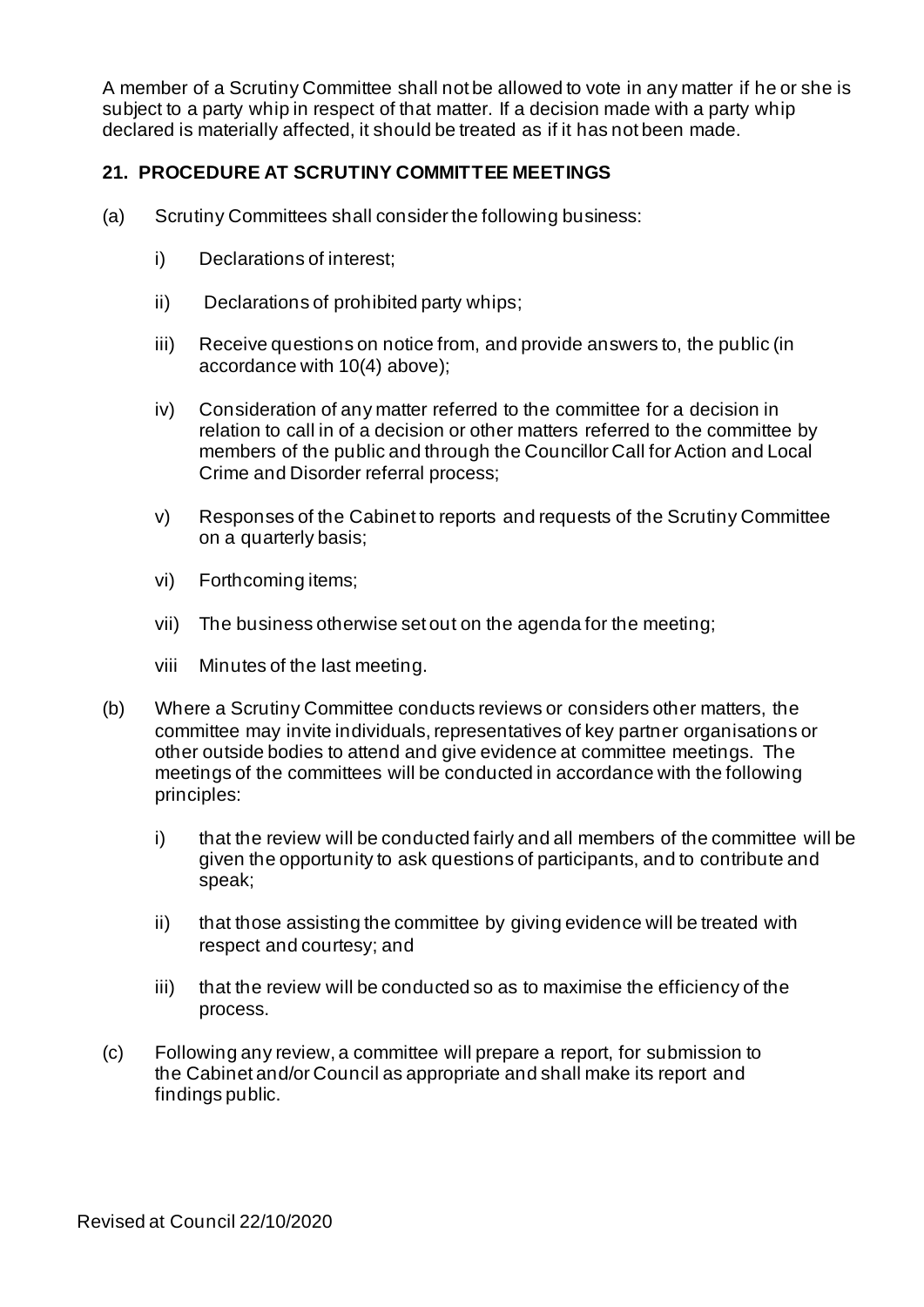A member of a Scrutiny Committee shall not be allowed to vote in any matter if he or she is subject to a party whip in respect of that matter. If a decision made with a party whip declared is materially affected, it should be treated as if it has not been made.

## 21. PROCEDURE AT SCRUTINY COMMITTEE MEETINGS

(a) Scrutiny Committees shall consider the following business:

i) Declarations of interest;

ii) Declarations of prohibited party whips;

iii) Receive questions on notice from, and provide answers to, the public (in accordance with 10(4) above);

iv) Consideration of any matter referred to the committee for a decision in relation to call in of a decision or other matters referred to the committee by members of the public and through the Councillor Call for Action and Local Crime and Disorder referral process;

v) Responses of the Cabinet to reports and requests of the Scrutiny Committee on a quarterly basis;

vi) Forthcoming items;

vii) The business otherwise set out on the agenda for the meeting;

viii Minutes of the last meeting.

(b) Where a Scrutiny Committee conducts reviews or considers other matters, the committee may invite individuals, representatives of key partner organisations or other outside bodies to attend and give evidence at committee meetings. The meetings of the committees will be conducted in accordance with the following principles:

i) that the review will be conducted fairly and all members of the committee will be given the opportunity to ask questions of participants, and to contribute and speak;

ii) that those assisting the committee by giving evidence will be treated with respect and courtesy; and

iii) that the review will be conducted so as to maximise the efficiency of the process.

(c) Following any review, a committee will prepare a report, for submission to the Cabinet and/or Council as appropriate and shall make its report and findings public.

Revised at Council 22/10/2020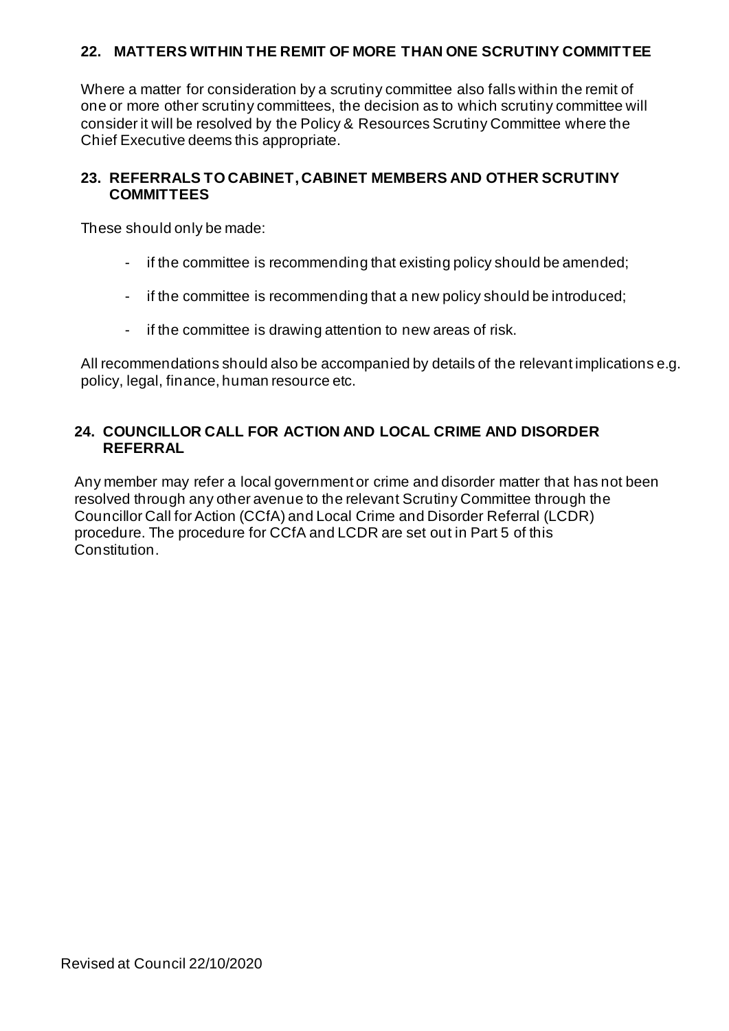## 22. MATTERS WITHIN THE REMIT OF MORE THAN ONE SCRUTINY COMMITTEE

Where a matter for consideration by a scrutiny committee also falls within the remit of one or more other scrutiny committees, the decision as to which scrutiny committee will consider it will be resolved by the Policy & Resources Scrutiny Committee where the Chief Executive deems this appropriate.

## 23. REFERRALS TO CABINET, CABINET MEMBERS AND OTHER SCRUTINY COMMITTEES

These should only be made:

- if the committee is recommending that existing policy should be amended;
- if the committee is recommending that a new policy should be introduced;
- if the committee is drawing attention to new areas of risk.

All recommendations should also be accompanied by details of the relevant implications e.g. policy, legal, finance, human resource etc.

## 24. COUNCILLOR CALL FOR ACTION AND LOCAL CRIME AND DISORDER REFERRAL

Any member may refer a local government or crime and disorder matter that has not been resolved through any other avenue to the relevant Scrutiny Committee through the Councillor Call for Action (CCfA) and Local Crime and Disorder Referral (LCDR) procedure. The procedure for CCfA and LCDR are set out in Part 5 of this Constitution.

Revised at Council 22/10/2020